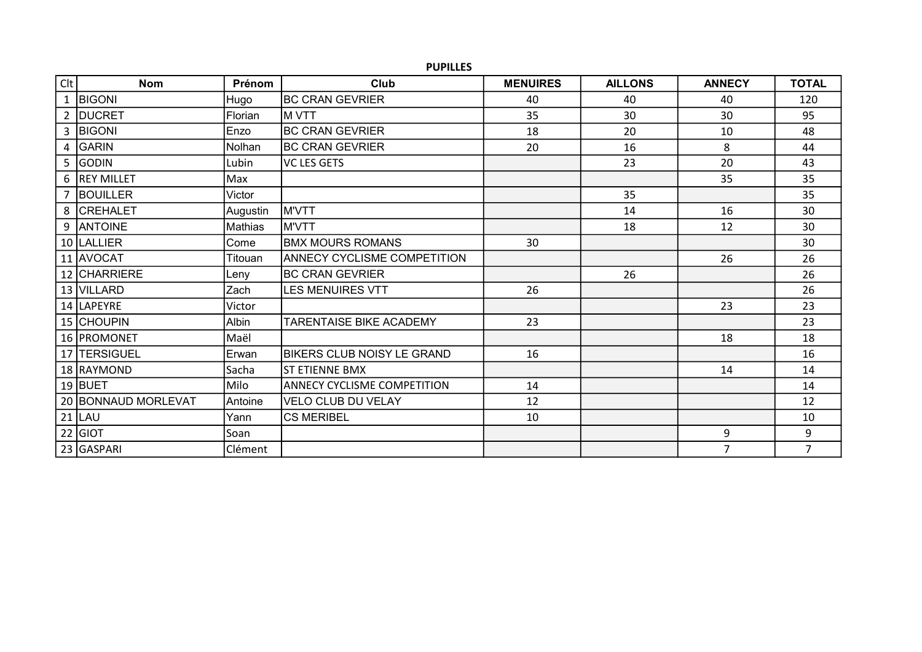**PUPILLES**

| Clt | Nom | Prénom | Club | MENUIRES | AILLONS | ANNECY | TOTAL |
|---|---|---|---|---|---|---|---|
| 1 | BIGONI | Hugo | BC CRAN GEVRIER | 40 | 40 | 40 | 120 |
| 2 | DUCRET | Florian | M VTT | 35 | 30 | 30 | 95 |
| 3 | BIGONI | Enzo | BC CRAN GEVRIER | 18 | 20 | 10 | 48 |
| 4 | GARIN | Nolhan | BC CRAN GEVRIER | 20 | 16 | 8 | 44 |
| 5 | GODIN | Lubin | VC LES GETS | | 23 | 20 | 43 |
| 6 | REY MILLET | Max | | | | 35 | 35 |
| 7 | BOUILLER | Victor | | | 35 | | 35 |
| 8 | CREHALET | Augustin | M'VTT | | 14 | 16 | 30 |
| 9 | ANTOINE | Mathias | M'VTT | | 18 | 12 | 30 |
| 10 | LALLIER | Come | BMX MOURS ROMANS | 30 | | | 30 |
| 11 | AVOCAT | Titouan | ANNECY CYCLISME COMPETITION | | | 26 | 26 |
| 12 | CHARRIERE | Leny | BC CRAN GEVRIER | | 26 | | 26 |
| 13 | VILLARD | Zach | LES MENUIRES VTT | 26 | | | 26 |
| 14 | LAPEYRE | Victor | | | | 23 | 23 |
| 15 | CHOUPIN | Albin | TARENTAISE BIKE ACADEMY | 23 | | | 23 |
| 16 | PROMONET | Maël | | | | 18 | 18 |
| 17 | TERSIGUEL | Erwan | BIKERS CLUB NOISY LE GRAND | 16 | | | 16 |
| 18 | RAYMOND | Sacha | ST ETIENNE BMX | | | 14 | 14 |
| 19 | BUET | Milo | ANNECY CYCLISME COMPETITION | 14 | | | 14 |
| 20 | BONNAUD MORLEVAT | Antoine | VELO CLUB DU VELAY | 12 | | | 12 |
| 21 | LAU | Yann | CS MERIBEL | 10 | | | 10 |
| 22 | GIOT | Soan | | | | 9 | 9 |
| 23 | GASPARI | Clément | | | | 7 | 7 |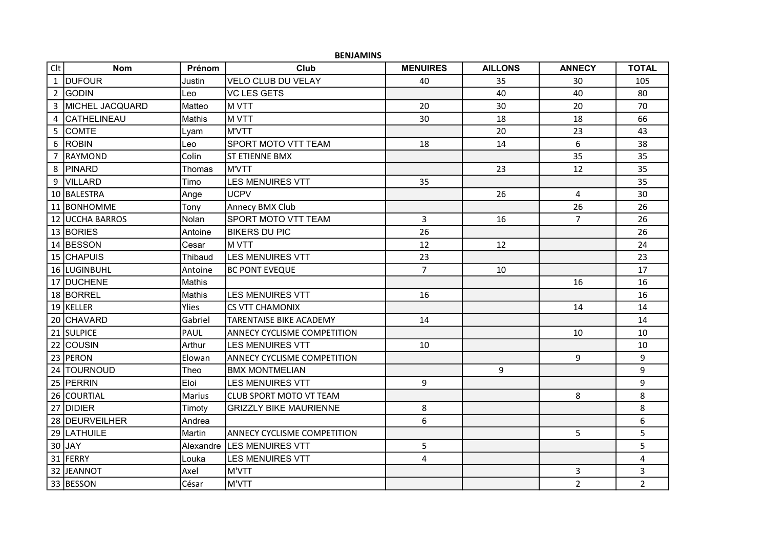**BENJAMINS**

| Clt | Nom | Prénom | Club | MENUIRES | AILLONS | ANNECY | TOTAL |
|---|---|---|---|---|---|---|---|
| 1 | DUFOUR | Justin | VELO CLUB DU VELAY | 40 | 35 | 30 | 105 |
| 2 | GODIN | Leo | VC LES GETS | | 40 | 40 | 80 |
| 3 | MICHEL JACQUARD | Matteo | M VTT | 20 | 30 | 20 | 70 |
| 4 | CATHELINEAU | Mathis | M VTT | 30 | 18 | 18 | 66 |
| 5 | COMTE | Lyam | M'VTT | | 20 | 23 | 43 |
| 6 | ROBIN | Leo | SPORT MOTO VTT TEAM | 18 | 14 | 6 | 38 |
| 7 | RAYMOND | Colin | ST ETIENNE BMX | | | 35 | 35 |
| 8 | PINARD | Thomas | M'VTT | | 23 | 12 | 35 |
| 9 | VILLARD | Timo | LES MENUIRES VTT | 35 | | | 35 |
| 10 | BALESTRA | Ange | UCPV | | 26 | 4 | 30 |
| 11 | BONHOMME | Tony | Annecy BMX Club | | | 26 | 26 |
| 12 | UCCHA BARROS | Nolan | SPORT MOTO VTT TEAM | 3 | 16 | 7 | 26 |
| 13 | BORIES | Antoine | BIKERS DU PIC | 26 | | | 26 |
| 14 | BESSON | Cesar | M VTT | 12 | 12 | | 24 |
| 15 | CHAPUIS | Thibaud | LES MENUIRES VTT | 23 | | | 23 |
| 16 | LUGINBUHL | Antoine | BC PONT EVEQUE | 7 | 10 | | 17 |
| 17 | DUCHENE | Mathis | | | | 16 | 16 |
| 18 | BORREL | Mathis | LES MENUIRES VTT | 16 | | | 16 |
| 19 | KELLER | Ylies | CS VTT CHAMONIX | | | 14 | 14 |
| 20 | CHAVARD | Gabriel | TARENTAISE BIKE ACADEMY | 14 | | | 14 |
| 21 | SULPICE | PAUL | ANNECY CYCLISME COMPETITION | | | 10 | 10 |
| 22 | COUSIN | Arthur | LES MENUIRES VTT | 10 | | | 10 |
| 23 | PERON | Elowan | ANNECY CYCLISME COMPETITION | | | 9 | 9 |
| 24 | TOURNOUD | Theo | BMX MONTMELIAN | | 9 | | 9 |
| 25 | PERRIN | Eloi | LES MENUIRES VTT | 9 | | | 9 |
| 26 | COURTIAL | Marius | CLUB SPORT MOTO VT TEAM | | | 8 | 8 |
| 27 | DIDIER | Timoty | GRIZZLY BIKE MAURIENNE | 8 | | | 8 |
| 28 | DEURVEILHER | Andrea | | 6 | | | 6 |
| 29 | LATHUILE | Martin | ANNECY CYCLISME COMPETITION | | | 5 | 5 |
| 30 | JAY | Alexandre | LES MENUIRES VTT | 5 | | | 5 |
| 31 | FERRY | Louka | LES MENUIRES VTT | 4 | | | 4 |
| 32 | JEANNOT | Axel | M'VTT | | | 3 | 3 |
| 33 | BESSON | César | M'VTT | | | 2 | 2 |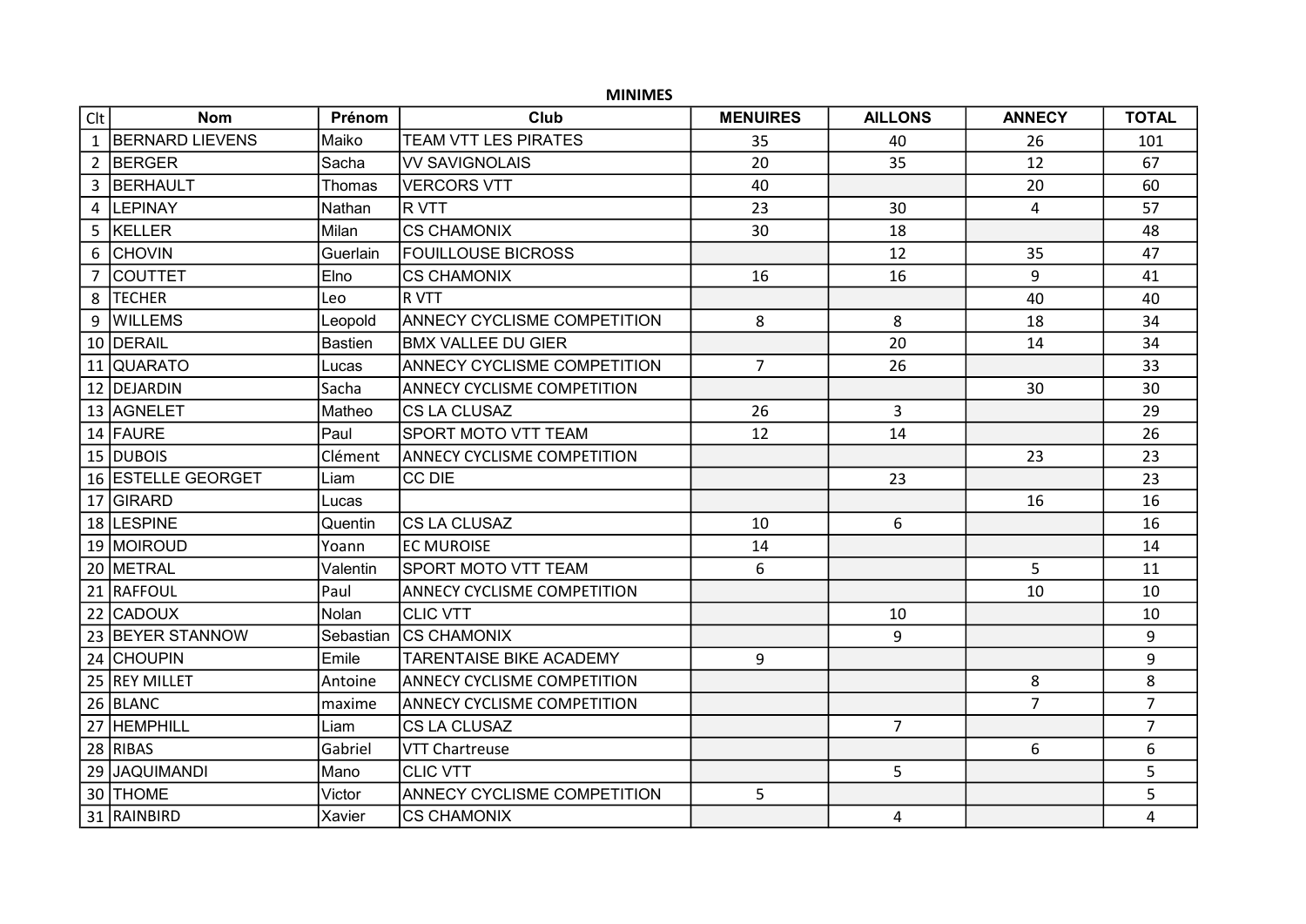**MINIMES**

| Clt | Nom | Prénom | Club | MENUIRES | AILLONS | ANNECY | TOTAL |
|---|---|---|---|---|---|---|---|
| 1 | BERNARD LIEVENS | Maiko | TEAM VTT LES PIRATES | 35 | 40 | 26 | 101 |
| 2 | BERGER | Sacha | VV SAVIGNOLAIS | 20 | 35 | 12 | 67 |
| 3 | BERHAULT | Thomas | VERCORS VTT | 40 | | 20 | 60 |
| 4 | LEPINAY | Nathan | R VTT | 23 | 30 | 4 | 57 |
| 5 | KELLER | Milan | CS CHAMONIX | 30 | 18 | | 48 |
| 6 | CHOVIN | Guerlain | FOUILLOUSE BICROSS | | 12 | 35 | 47 |
| 7 | COUTTET | Elno | CS CHAMONIX | 16 | 16 | 9 | 41 |
| 8 | TECHER | Leo | R VTT | | | 40 | 40 |
| 9 | WILLEMS | Leopold | ANNECY CYCLISME COMPETITION | 8 | 8 | 18 | 34 |
| 10 | DERAIL | Bastien | BMX VALLEE DU GIER | | 20 | 14 | 34 |
| 11 | QUARATO | Lucas | ANNECY CYCLISME COMPETITION | 7 | 26 | | 33 |
| 12 | DEJARDIN | Sacha | ANNECY CYCLISME COMPETITION | | | 30 | 30 |
| 13 | AGNELET | Matheo | CS LA CLUSAZ | 26 | 3 | | 29 |
| 14 | FAURE | Paul | SPORT MOTO VTT TEAM | 12 | 14 | | 26 |
| 15 | DUBOIS | Clément | ANNECY CYCLISME COMPETITION | | | 23 | 23 |
| 16 | ESTELLE GEORGET | Liam | CC DIE | | 23 | | 23 |
| 17 | GIRARD | Lucas | | | | 16 | 16 |
| 18 | LESPINE | Quentin | CS LA CLUSAZ | 10 | 6 | | 16 |
| 19 | MOIROUD | Yoann | EC MUROISE | 14 | | | 14 |
| 20 | METRAL | Valentin | SPORT MOTO VTT TEAM | 6 | | 5 | 11 |
| 21 | RAFFOUL | Paul | ANNECY CYCLISME COMPETITION | | | 10 | 10 |
| 22 | CADOUX | Nolan | CLIC VTT | | 10 | | 10 |
| 23 | BEYER STANNOW | Sebastian | CS CHAMONIX | | 9 | | 9 |
| 24 | CHOUPIN | Emile | TARENTAISE BIKE ACADEMY | 9 | | | 9 |
| 25 | REY MILLET | Antoine | ANNECY CYCLISME COMPETITION | | | 8 | 8 |
| 26 | BLANC | maxime | ANNECY CYCLISME COMPETITION | | | 7 | 7 |
| 27 | HEMPHILL | Liam | CS LA CLUSAZ | | 7 | | 7 |
| 28 | RIBAS | Gabriel | VTT Chartreuse | | | 6 | 6 |
| 29 | JAQUIMANDI | Mano | CLIC VTT | | 5 | | 5 |
| 30 | THOME | Victor | ANNECY CYCLISME COMPETITION | 5 | | | 5 |
| 31 | RAINBIRD | Xavier | CS CHAMONIX | | 4 | | 4 |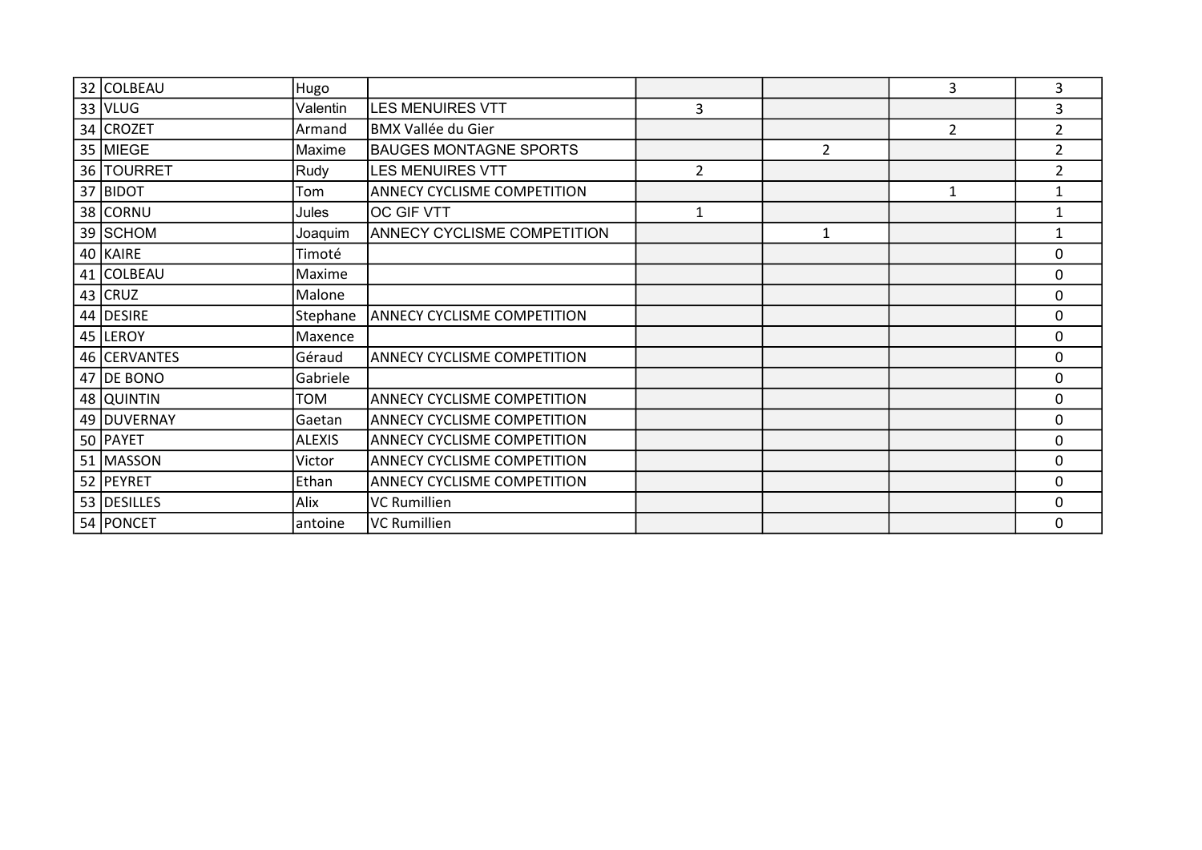| | | | | | | | |
|---|---|---|---|---|---|---|---|
| 32 | COLBEAU | Hugo | | | | 3 | 3 |
| 33 | VLUG | Valentin | LES MENUIRES VTT | 3 | | | 3 |
| 34 | CROZET | Armand | BMX Vallée du Gier | | | 2 | 2 |
| 35 | MIEGE | Maxime | BAUGES MONTAGNE SPORTS | | 2 | | 2 |
| 36 | TOURRET | Rudy | LES MENUIRES VTT | 2 | | | 2 |
| 37 | BIDOT | Tom | ANNECY CYCLISME COMPETITION | | | 1 | 1 |
| 38 | CORNU | Jules | OC GIF VTT | 1 | | | 1 |
| 39 | SCHOM | Joaquim | ANNECY CYCLISME COMPETITION | | 1 | | 1 |
| 40 | KAIRE | Timoté | | | | | 0 |
| 41 | COLBEAU | Maxime | | | | | 0 |
| 43 | CRUZ | Malone | | | | | 0 |
| 44 | DESIRE | Stephane | ANNECY CYCLISME COMPETITION | | | | 0 |
| 45 | LEROY | Maxence | | | | | 0 |
| 46 | CERVANTES | Géraud | ANNECY CYCLISME COMPETITION | | | | 0 |
| 47 | DE BONO | Gabriele | | | | | 0 |
| 48 | QUINTIN | TOM | ANNECY CYCLISME COMPETITION | | | | 0 |
| 49 | DUVERNAY | Gaetan | ANNECY CYCLISME COMPETITION | | | | 0 |
| 50 | PAYET | ALEXIS | ANNECY CYCLISME COMPETITION | | | | 0 |
| 51 | MASSON | Victor | ANNECY CYCLISME COMPETITION | | | | 0 |
| 52 | PEYRET | Ethan | ANNECY CYCLISME COMPETITION | | | | 0 |
| 53 | DESILLES | Alix | VC Rumillien | | | | 0 |
| 54 | PONCET | antoine | VC Rumillien | | | | 0 |